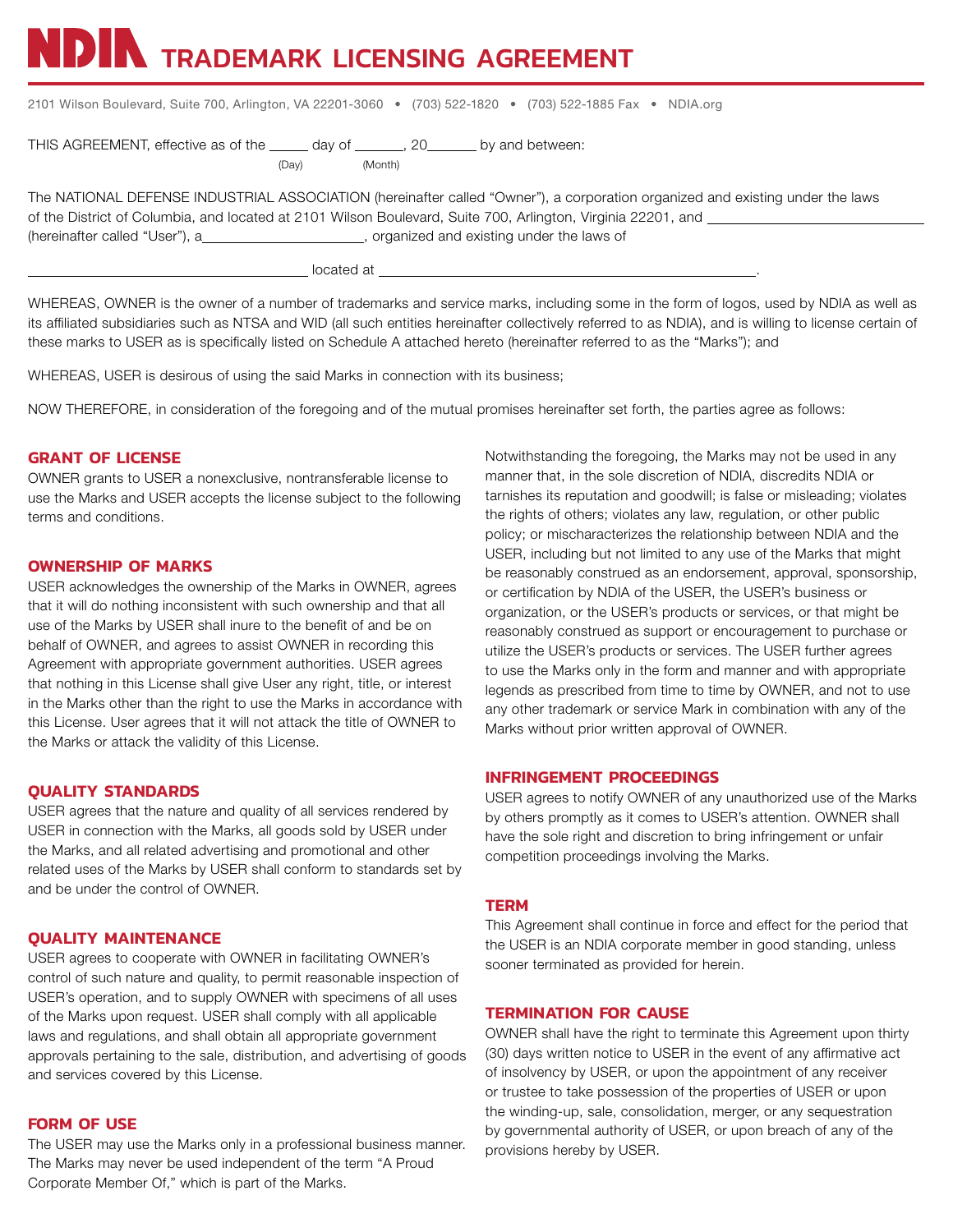# NDIA TRADEMARK LICENSING AGREEMENT

2101 Wilson Boulevard, Suite 700, Arlington, VA 22201-3060 • (703) 522-1820 • (703) 522-1885 Fax • NDIA.org

THIS AGREEMENT, effective as of the _____ day of ______, 20______ by and between:
(Day) (Month)

The NATIONAL DEFENSE INDUSTRIAL ASSOCIATION (hereinafter called "Owner"), a corporation organized and existing under the laws of the District of Columbia, and located at 2101 Wilson Boulevard, Suite 700, Arlington, Virginia 22201, and ______________________ (hereinafter called "User"), a____________________, organized and existing under the laws of

______________________________ located at ____________________________________________.

WHEREAS, OWNER is the owner of a number of trademarks and service marks, including some in the form of logos, used by NDIA as well as its affiliated subsidiaries such as NTSA and WID (all such entities hereinafter collectively referred to as NDIA), and is willing to license certain of these marks to USER as is specifically listed on Schedule A attached hereto (hereinafter referred to as the "Marks"); and

WHEREAS, USER is desirous of using the said Marks in connection with its business;

NOW THEREFORE, in consideration of the foregoing and of the mutual promises hereinafter set forth, the parties agree as follows:

## GRANT OF LICENSE

OWNER grants to USER a nonexclusive, nontransferable license to use the Marks and USER accepts the license subject to the following terms and conditions.

## OWNERSHIP OF MARKS

USER acknowledges the ownership of the Marks in OWNER, agrees that it will do nothing inconsistent with such ownership and that all use of the Marks by USER shall inure to the benefit of and be on behalf of OWNER, and agrees to assist OWNER in recording this Agreement with appropriate government authorities. USER agrees that nothing in this License shall give User any right, title, or interest in the Marks other than the right to use the Marks in accordance with this License. User agrees that it will not attack the title of OWNER to the Marks or attack the validity of this License.

## QUALITY STANDARDS

USER agrees that the nature and quality of all services rendered by USER in connection with the Marks, all goods sold by USER under the Marks, and all related advertising and promotional and other related uses of the Marks by USER shall conform to standards set by and be under the control of OWNER.

## QUALITY MAINTENANCE

USER agrees to cooperate with OWNER in facilitating OWNER's control of such nature and quality, to permit reasonable inspection of USER's operation, and to supply OWNER with specimens of all uses of the Marks upon request. USER shall comply with all applicable laws and regulations, and shall obtain all appropriate government approvals pertaining to the sale, distribution, and advertising of goods and services covered by this License.

## FORM OF USE

The USER may use the Marks only in a professional business manner. The Marks may never be used independent of the term "A Proud Corporate Member Of," which is part of the Marks.

Notwithstanding the foregoing, the Marks may not be used in any manner that, in the sole discretion of NDIA, discredits NDIA or tarnishes its reputation and goodwill; is false or misleading; violates the rights of others; violates any law, regulation, or other public policy; or mischaracterizes the relationship between NDIA and the USER, including but not limited to any use of the Marks that might be reasonably construed as an endorsement, approval, sponsorship, or certification by NDIA of the USER, the USER's business or organization, or the USER's products or services, or that might be reasonably construed as support or encouragement to purchase or utilize the USER's products or services. The USER further agrees to use the Marks only in the form and manner and with appropriate legends as prescribed from time to time by OWNER, and not to use any other trademark or service Mark in combination with any of the Marks without prior written approval of OWNER.

## INFRINGEMENT PROCEEDINGS

USER agrees to notify OWNER of any unauthorized use of the Marks by others promptly as it comes to USER's attention. OWNER shall have the sole right and discretion to bring infringement or unfair competition proceedings involving the Marks.

## TERM

This Agreement shall continue in force and effect for the period that the USER is an NDIA corporate member in good standing, unless sooner terminated as provided for herein.

## TERMINATION FOR CAUSE

OWNER shall have the right to terminate this Agreement upon thirty (30) days written notice to USER in the event of any affirmative act of insolvency by USER, or upon the appointment of any receiver or trustee to take possession of the properties of USER or upon the winding-up, sale, consolidation, merger, or any sequestration by governmental authority of USER, or upon breach of any of the provisions hereby by USER.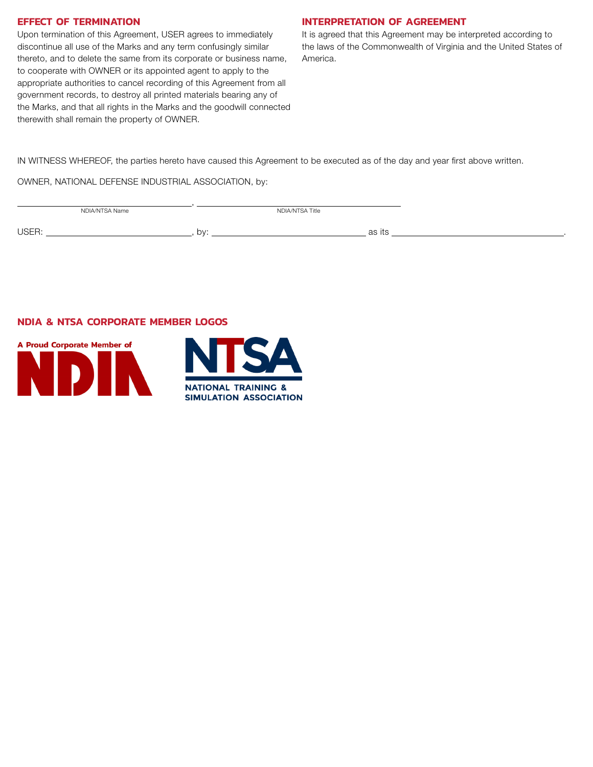## EFFECT OF TERMINATION

Upon termination of this Agreement, USER agrees to immediately discontinue all use of the Marks and any term confusingly similar thereto, and to delete the same from its corporate or business name, to cooperate with OWNER or its appointed agent to apply to the appropriate authorities to cancel recording of this Agreement from all government records, to destroy all printed materials bearing any of the Marks, and that all rights in the Marks and the goodwill connected therewith shall remain the property of OWNER.

## INTERPRETATION OF AGREEMENT

It is agreed that this Agreement may be interpreted according to the laws of the Commonwealth of Virginia and the United States of America.

IN WITNESS WHEREOF, the parties hereto have caused this Agreement to be executed as of the day and year first above written.

OWNER, NATIONAL DEFENSE INDUSTRIAL ASSOCIATION, by:

______________________________, ______________________________
NDIA/NTSA Name NDIA/NTSA Title

USER: ______________________________, by: ______________________________ as its ______________________________.

## NDIA & NTSA CORPORATE MEMBER LOGOS

A Proud Corporate Member of

NDIA

NTSA

NATIONAL TRAINING & SIMULATION ASSOCIATION